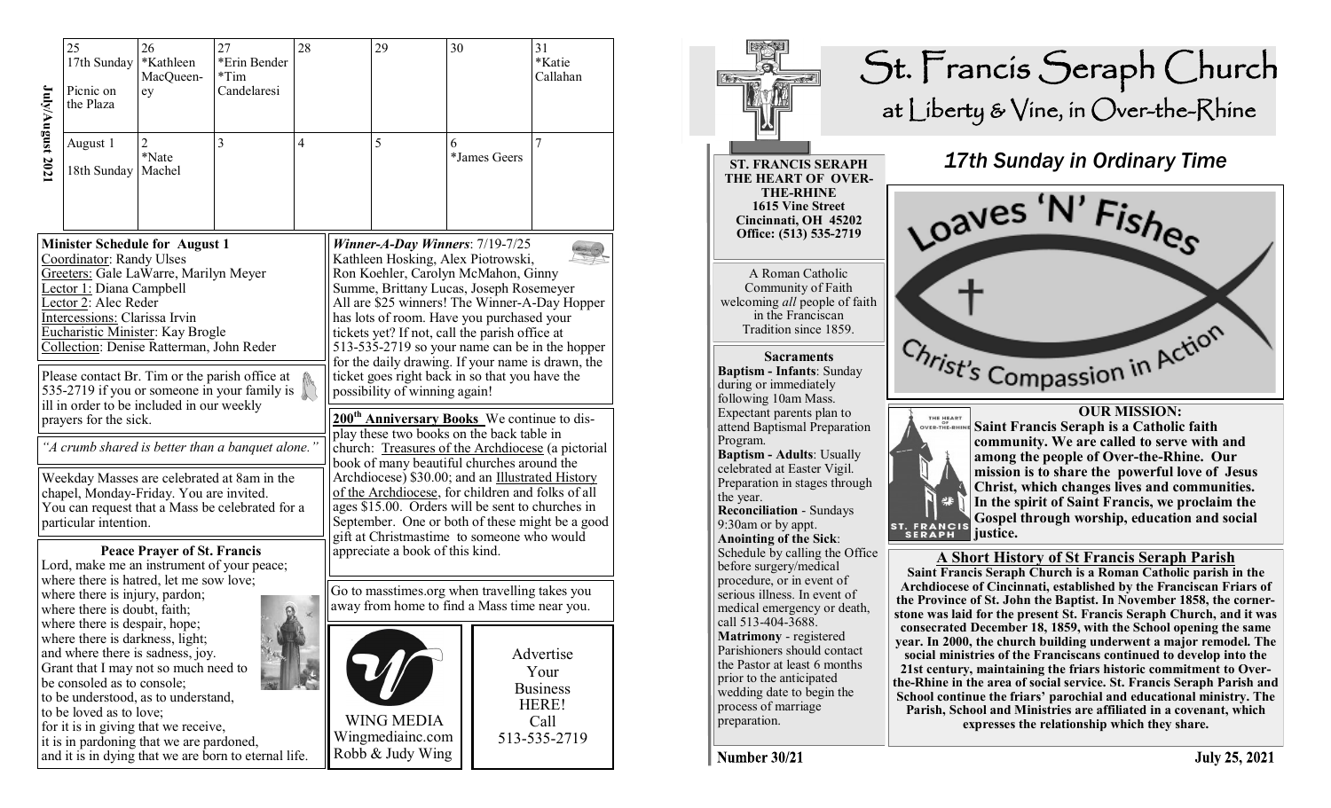## July/August 2021

| 25 | 26 | 27 | 28 | 29 | 30 | 31 |
|---|---|---|---|---|---|---|
| 17th Sunday<br>Picnic on the Plaza | *Kathleen MacQueeney | *Erin Bender<br>*Tim Candelaresi | | | | *Katie Callahan |
| August 1<br>18th Sunday | 2<br>*Nate Machel | 3 | 4 | 5 | 6<br>*James Geers | 7 |

**Minister Schedule for August 1**
Coordinator: Randy Ulses
Greeters: Gale LaWarre, Marilyn Meyer
Lector 1: Diana Campbell
Lector 2: Alec Reder
Intercessions: Clarissa Irvin
Eucharistic Minister: Kay Brogle
Collection: Denise Ratterman, John Reder

Please contact Br. Tim or the parish office at 535-2719 if you or someone in your family is ill in order to be included in our weekly prayers for the sick.

*"A crumb shared is better than a banquet alone."*

Weekday Masses are celebrated at 8am in the chapel, Monday-Friday. You are invited. You can request that a Mass be celebrated for a particular intention.

**Peace Prayer of St. Francis**
Lord, make me an instrument of your peace;
where there is hatred, let me sow love;
where there is injury, pardon;
where there is doubt, faith;
where there is despair, hope;
where there is darkness, light;
and where there is sadness, joy.
Grant that I may not so much need to be consoled as to console;
to be understood, as to understand,
to be loved as to love;
for it is in giving that we receive,
it is in pardoning that we are pardoned,
and it is in dying that we are born to eternal life.

***Winner-A-Day Winners***: 7/19-7/25
Kathleen Hosking, Alex Piotrowski, Ron Koehler, Carolyn McMahon, Ginny Summe, Brittany Lucas, Joseph Rosemeyer
All are $25 winners! The Winner-A-Day Hopper has lots of room. Have you purchased your tickets yet? If not, call the parish office at 513-535-2719 so your name can be in the hopper for the daily drawing. If your name is drawn, the ticket goes right back in so that you have the possibility of winning again!

**200th Anniversary Books** We continue to display these two books on the back table in church: Treasures of the Archdiocese (a pictorial book of many beautiful churches around the Archdiocese) $30.00; and an Illustrated History of the Archdiocese, for children and folks of all ages $15.00. Orders will be sent to churches in September. One or both of these might be a good gift at Christmastime to someone who would appreciate a book of this kind.

Go to masstimes.org when travelling takes you away from home to find a Mass time near you.

WING MEDIA
Wingmediainc.com
Robb & Judy Wing

Advertise Your Business HERE!
Call 513-535-2719

# St. Francis Seraph Church
## at Liberty & Vine, in Over-the-Rhine

**ST. FRANCIS SERAPH THE HEART OF OVER-THE-RHINE**
**1615 Vine Street**
**Cincinnati, OH 45202**
**Office: (513) 535-2719**

A Roman Catholic Community of Faith welcoming *all* people of faith in the Franciscan Tradition since 1859.

**Sacraments**
**Baptism - Infants**: Sunday during or immediately following 10am Mass. Expectant parents plan to attend Baptismal Preparation Program.
**Baptism - Adults**: Usually celebrated at Easter Vigil. Preparation in stages through the year.
**Reconciliation** - Sundays 9:30am or by appt.
**Anointing of the Sick**: Schedule by calling the Office before surgery/medical procedure, or in event of serious illness. In event of medical emergency or death, call 513-404-3688.
**Matrimony** - registered Parishioners should contact the Pastor at least 6 months prior to the anticipated wedding date to begin the process of marriage preparation.

## *17th Sunday in Ordinary Time*

Loaves 'N' Fishes
Christ's Compassion in Action

**OUR MISSION:**
**Saint Francis Seraph is a Catholic faith community. We are called to serve with and among the people of Over-the-Rhine. Our mission is to share the powerful love of Jesus Christ, which changes lives and communities. In the spirit of Saint Francis, we proclaim the Gospel through worship, education and social justice.**

**A Short History of St Francis Seraph Parish**
**Saint Francis Seraph Church is a Roman Catholic parish in the Archdiocese of Cincinnati, established by the Franciscan Friars of the Province of St. John the Baptist. In November 1858, the cornerstone was laid for the present St. Francis Seraph Church, and it was consecrated December 18, 1859, with the School opening the same year. In 2000, the church building underwent a major remodel. The social ministries of the Franciscans continued to develop into the 21st century, maintaining the friars historic commitment to Over-the-Rhine in the area of social service. St. Francis Seraph Parish and School continue the friars' parochial and educational ministry. The Parish, School and Ministries are affiliated in a covenant, which expresses the relationship which they share.**

**Number 30/21** **July 25, 2021**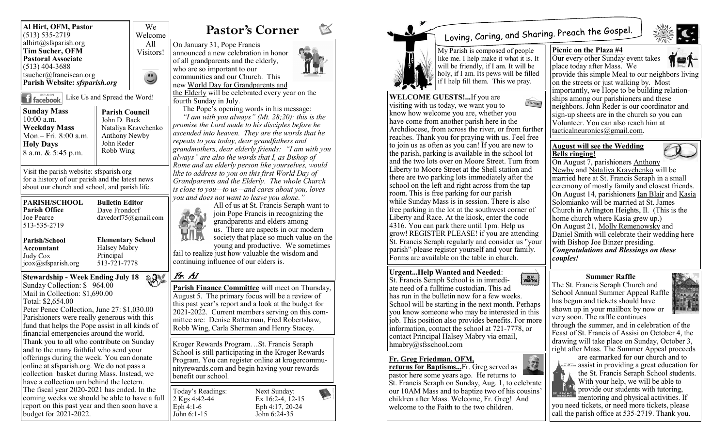**Al Hirt, OFM, Pastor**
(513) 535-2719
alhirt@sfsparish.org
**Tim Sucher, OFM**
**Pastoral Associate**
(513) 404-3688
tsucher@franciscan.org
**Parish Website:** ***sfsparish.org***

We Welcome All Visitors!

Like Us and Spread the Word!

**Sunday Mass**
10:00 a.m.
**Weekday Mass**
Mon.– Fri. 8:00 a.m.
**Holy Days**
8 a.m. & 5:45 p.m.

**Parish Council**
John D. Back
Nataliya Kravchenko
Anthony Newby
John Reder
Robb Wing

Visit the parish website: sfsparish.org for a history of our parish and the latest news about our church and school, and parish life.

**PARISH/SCHOOL**
**Parish Office**
Joe Pearce
513-535-2719

**Bulletin Editor**
Dave Frondorf
davedorf75@gmail.com

**Parish/School Accountant**
Judy Cox
jcox@sfsparish.org

**Elementary School**
Halsey Mabry
Principal
513-721-7778

**Stewardship - Week Ending July 18**
Sunday Collection: $ 964.00
Mail in Collection: $1,690.00
Total: $2,654.00
Peter Pence Collection, June 27: $1,030.00
Parishioners were really generous with this fund that helps the Pope assist in all kinds of financial emergencies around the world.
Thank you to all who contribute on Sunday and to the many faithful who send your offerings during the week. You can donate online at sfsparish.org. We do not pass a collection basket during Mass. Instead, we have a collection urn behind the lectern.
The fiscal year 2020-2021 has ended. In the coming weeks we should be able to have a full report on this past year and then soon have a budget for 2021-2022.

# Pastor's Corner

On January 31, Pope Francis announced a new celebration in honor of all grandparents and the elderly, who are so important to our communities and our Church. This new World Day for Grandparents and the Elderly will be celebrated every year on the fourth Sunday in July.

The Pope's opening words in his message: *"I am with you always" (Mt. 28;20): this is the promise the Lord made to his disciples before he ascended into heaven. They are the words that he repeats to you today, dear grandfathers and grandmothers, dear elderly friends: "I am with you always" are also the words that I, as Bishop of Rome and an elderly person like yourselves, would like to address to you on this first World Day of Grandparents and the Elderly. The whole Church is close to you—to us—and cares about you, loves you and does not want to leave you alone."*

All of us at St. Francis Seraph want to join Pope Francis in recognizing the grandparents and elders among us. There are aspects in our modern society that place so much value on the young and productive. We sometimes fail to realize just how valuable the wisdom and continuing influence of our elders is.

*Fr. Al*

**Parish Finance Committee** will meet on Thursday, August 5. The primary focus will be a review of this past year's report and a look at the budget for 2021-2022. Current members serving on this committee are: Denise Ratterman, Fred Robertshaw, Robb Wing, Carla Sherman and Henry Stacey.

Kroger Rewards Program…St. Francis Seraph School is still participating in the Kroger Rewards Program. You can register online at krogercommunityrewards.com and begin having your rewards benefit our school.

| Today's Readings: | Next Sunday: |
|---|---|
| 2 Kgs 4:42-44 | Ex 16:2-4, 12-15 |
| Eph 4:1-6 | Eph 4:17, 20-24 |
| John 6:1-15 | John 6:24-35 |

## Loving, Caring, and Sharing. Preach the Gospel.

My Parish is composed of people like me. I help make it what it is. It will be friendly, if I am. It will be holy, if I am. Its pews will be filled if I help fill them. This we pray.

**WELCOME GUESTS!...**If you are visiting with us today, we want you to know how welcome you are, whether you have come from another parish here in the Archdiocese, from across the river, or from further reaches. Thank you for praying with us. Feel free to join us as often as you can! If you are new to the parish, parking is available in the school lot and the two lots over on Moore Street. Turn from Liberty to Moore Street at the Shell station and there are two parking lots immediately after the school on the left and right across from the tap room. This is free parking for our parish while Sunday Mass is in session. There is also free parking in the lot at the southwest corner of Liberty and Race. At the kiosk, enter the code 4316. You can park there until 1pm. Help us grow! REGISTER PLEASE! if you are attending St. Francis Seraph regularly and consider us "your parish"-please register yourself and your family. Forms are available on the table in church.

**Urgent...Help Wanted and Needed**:
St. Francis Seraph School is in immediate need of a fulltime custodian. This ad has run in the bulletin now for a few weeks. School will be starting in the next month. Perhaps you know someone who may be interested in this job. This position also provides benefits. For more information, contact the school at 721-7778, or contact Principal Halsey Mabry via email, hmabry@sfsschool.com

**Fr. Greg Friedman, OFM, returns for Baptisms...**Fr. Greg served as pastor here some years ago. He returns to St. Francis Seraph on Sunday, Aug. 1, to celebrate our 10AM Mass and to baptize two of his cousins' children after Mass. Welcome, Fr. Greg! And welcome to the Faith to the two children.

**Picnic on the Plaza #4**
Our every other Sunday event takes place today after Mass. We provide this simple Meal to our neighbors living on the streets or just walking by. Most importantly, we Hope to be building relationships among our parishioners and these neighbors. John Reder is our coordinator and sign-up sheets are in the church so you can Volunteer. You can also reach him at tacticalneuronics@gmail.com.

**August will see the Wedding Bells ringing!**
On August 7, parishioners Anthony Newby and Nataliya Kravchenko will be married here at St. Francis Seraph in a small ceremony of mostly family and closest friends. On August 14, parishioners Ian Blair and Kasia Solomianko will be married at St. James Church in Arlington Heights, Il. (This is the home church where Kasia grew up.) On August 21, Molly Remenowsky and Daniel Smith will celebrate their wedding here with Bishop Joe Binzer presiding.
***Congratulations and Blessings on these couples!***

**Summer Raffle**
The St. Francis Seraph Church and School Annual Summer Appeal Raffle has begun and tickets should have shown up in your mailbox by now or very soon. The raffle continues through the summer, and in celebration of the Feast of St. Francis of Assisi on October 4, the drawing will take place on Sunday, October 3, right after Mass. The Summer Appeal proceeds are earmarked for our church and to assist in providing a great education for the St. Francis Seraph School students. With your help, we will be able to provide our students with tutoring, mentoring and physical activities. If you need tickets, or need more tickets, please call the parish office at 535-2719. Thank you.